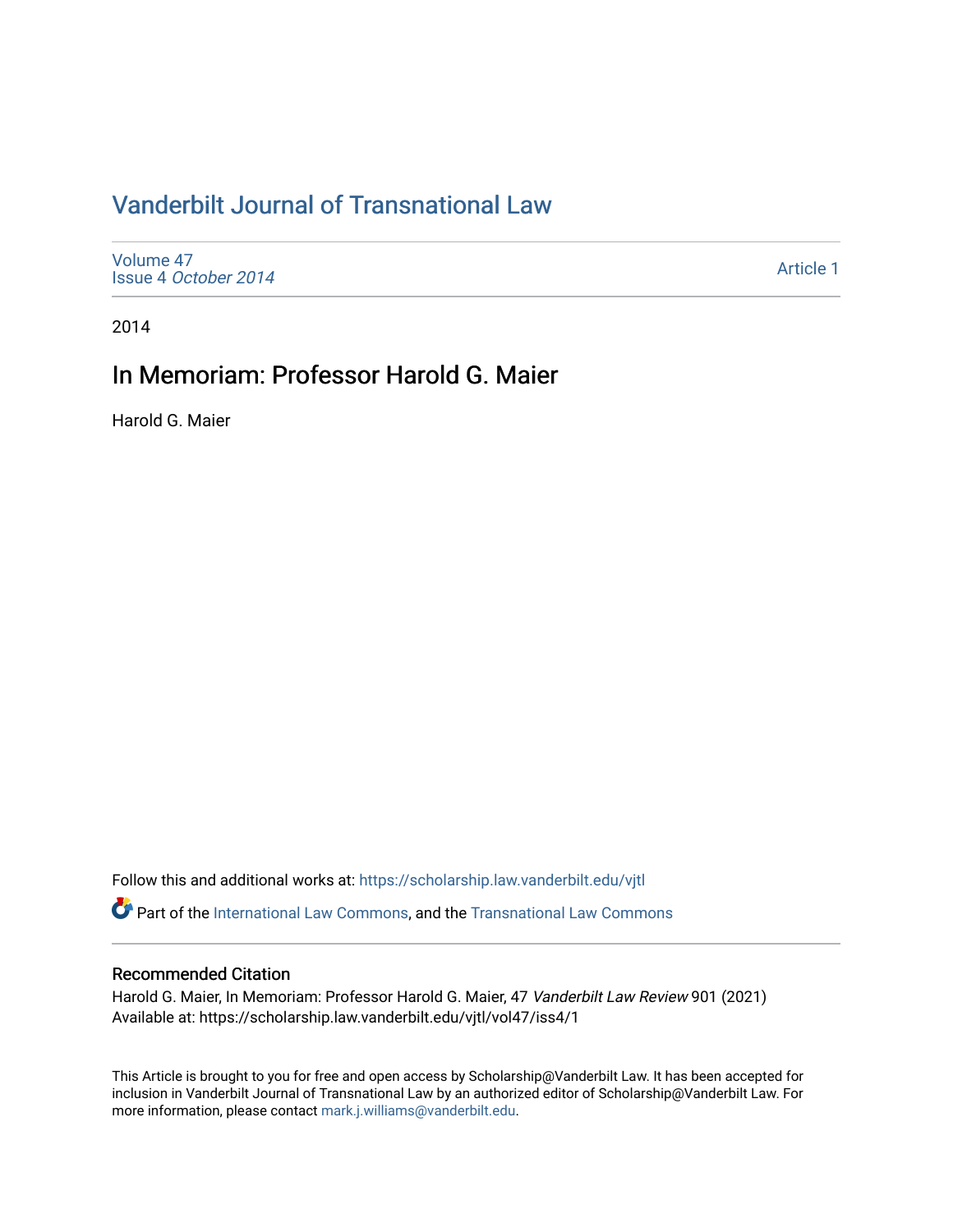# Vanderbilt Journal of Transnational Law

Volume 47
Issue 4 *October 2014*

Article 1

2014

## In Memoriam: Professor Harold G. Maier

Harold G. Maier

Follow this and additional works at: https://scholarship.law.vanderbilt.edu/vjtl

Part of the International Law Commons, and the Transnational Law Commons

### Recommended Citation

Harold G. Maier, In Memoriam: Professor Harold G. Maier, 47 *Vanderbilt Law Review* 901 (2021)
Available at: https://scholarship.law.vanderbilt.edu/vjtl/vol47/iss4/1

This Article is brought to you for free and open access by Scholarship@Vanderbilt Law. It has been accepted for inclusion in Vanderbilt Journal of Transnational Law by an authorized editor of Scholarship@Vanderbilt Law. For more information, please contact mark.j.williams@vanderbilt.edu.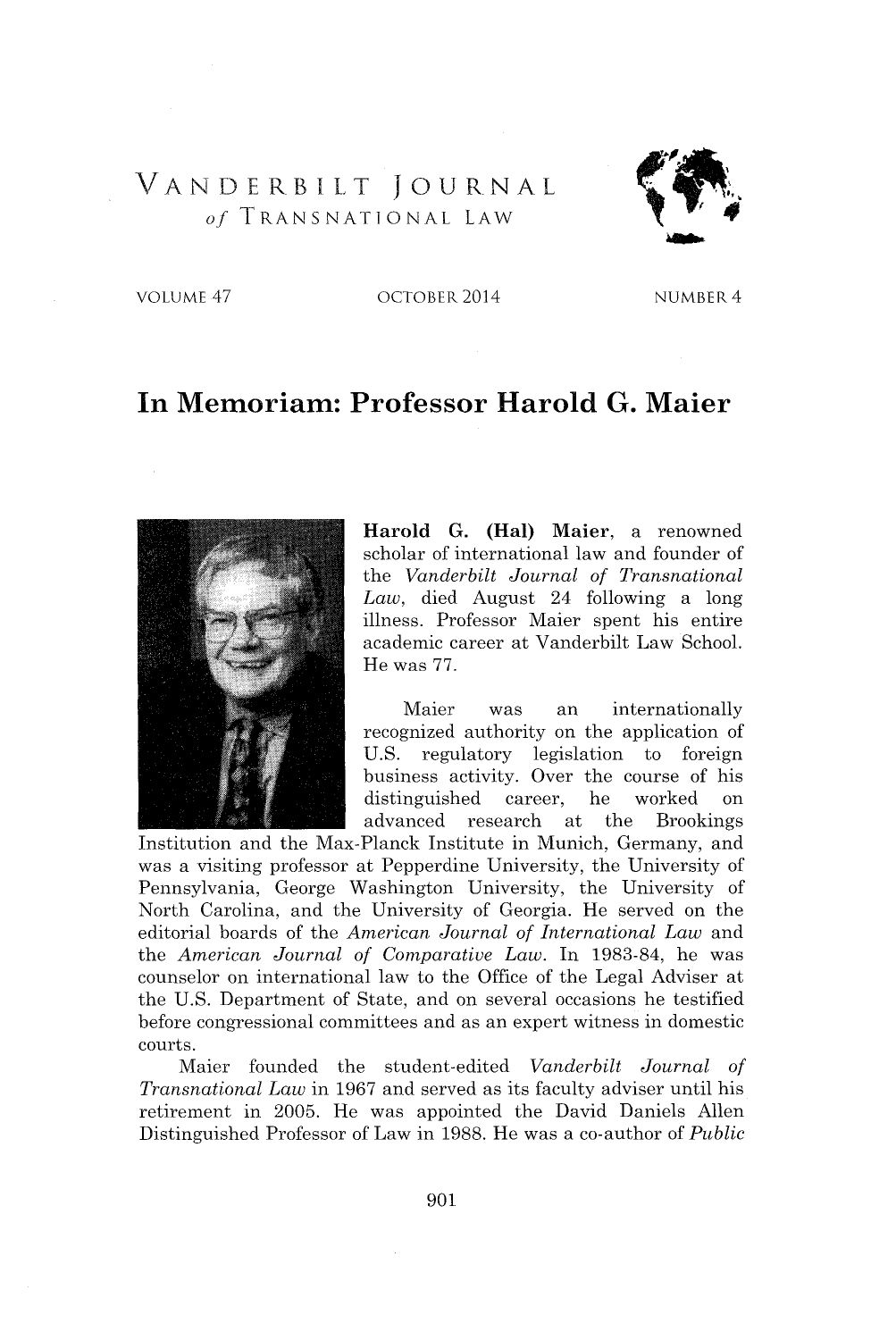VANDERBILT JOURNAL *of* TRANSNATIONAL LAW

VOLUME 47 OCTOBER 2014 NUMBER 4

# In Memoriam: Professor Harold G. Maier

**Harold G. (Hal) Maier**, a renowned scholar of international law and founder of the *Vanderbilt Journal of Transnational Law*, died August 24 following a long illness. Professor Maier spent his entire academic career at Vanderbilt Law School. He was 77.

Maier was an internationally recognized authority on the application of U.S. regulatory legislation to foreign business activity. Over the course of his distinguished career, he worked on advanced research at the Brookings Institution and the Max-Planck Institute in Munich, Germany, and was a visiting professor at Pepperdine University, the University of Pennsylvania, George Washington University, the University of North Carolina, and the University of Georgia. He served on the editorial boards of the *American Journal of International Law* and the *American Journal of Comparative Law*. In 1983-84, he was counselor on international law to the Office of the Legal Adviser at the U.S. Department of State, and on several occasions he testified before congressional committees and as an expert witness in domestic courts.

Maier founded the student-edited *Vanderbilt Journal of Transnational Law* in 1967 and served as its faculty adviser until his retirement in 2005. He was appointed the David Daniels Allen Distinguished Professor of Law in 1988. He was a co-author of *Public*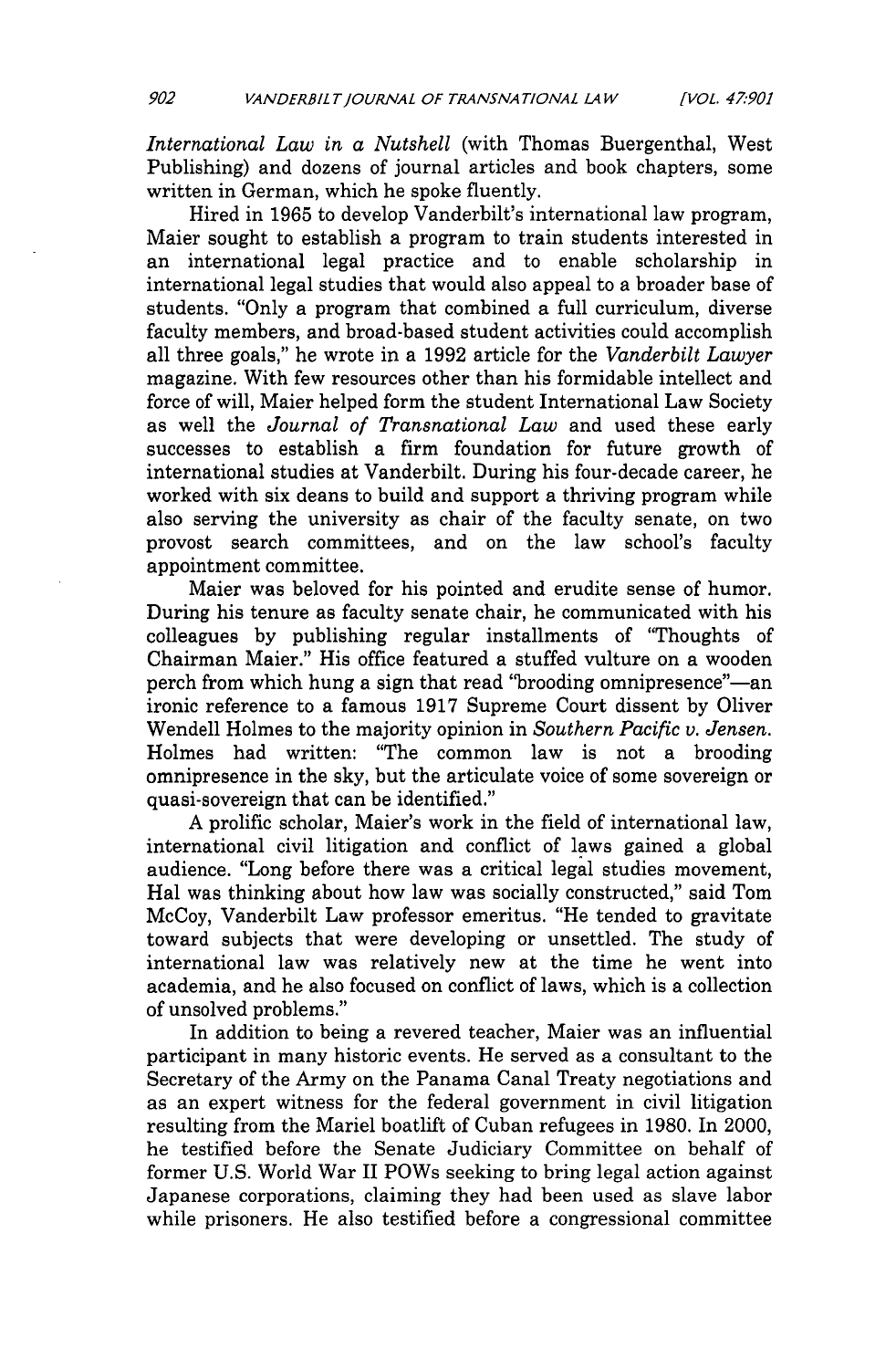*International Law in a Nutshell* (with Thomas Buergenthal, West Publishing) and dozens of journal articles and book chapters, some written in German, which he spoke fluently.

Hired in 1965 to develop Vanderbilt's international law program, Maier sought to establish a program to train students interested in an international legal practice and to enable scholarship in international legal studies that would also appeal to a broader base of students. "Only a program that combined a full curriculum, diverse faculty members, and broad-based student activities could accomplish all three goals," he wrote in a 1992 article for the *Vanderbilt Lawyer* magazine. With few resources other than his formidable intellect and force of will, Maier helped form the student International Law Society as well the *Journal of Transnational Law* and used these early successes to establish a firm foundation for future growth of international studies at Vanderbilt. During his four-decade career, he worked with six deans to build and support a thriving program while also serving the university as chair of the faculty senate, on two provost search committees, and on the law school's faculty appointment committee.

Maier was beloved for his pointed and erudite sense of humor. During his tenure as faculty senate chair, he communicated with his colleagues by publishing regular installments of "Thoughts of Chairman Maier." His office featured a stuffed vulture on a wooden perch from which hung a sign that read "brooding omnipresence"—an ironic reference to a famous 1917 Supreme Court dissent by Oliver Wendell Holmes to the majority opinion in *Southern Pacific v. Jensen*. Holmes had written: "The common law is not a brooding omnipresence in the sky, but the articulate voice of some sovereign or quasi-sovereign that can be identified."

A prolific scholar, Maier's work in the field of international law, international civil litigation and conflict of laws gained a global audience. "Long before there was a critical legal studies movement, Hal was thinking about how law was socially constructed," said Tom McCoy, Vanderbilt Law professor emeritus. "He tended to gravitate toward subjects that were developing or unsettled. The study of international law was relatively new at the time he went into academia, and he also focused on conflict of laws, which is a collection of unsolved problems."

In addition to being a revered teacher, Maier was an influential participant in many historic events. He served as a consultant to the Secretary of the Army on the Panama Canal Treaty negotiations and as an expert witness for the federal government in civil litigation resulting from the Mariel boatlift of Cuban refugees in 1980. In 2000, he testified before the Senate Judiciary Committee on behalf of former U.S. World War II POWs seeking to bring legal action against Japanese corporations, claiming they had been used as slave labor while prisoners. He also testified before a congressional committee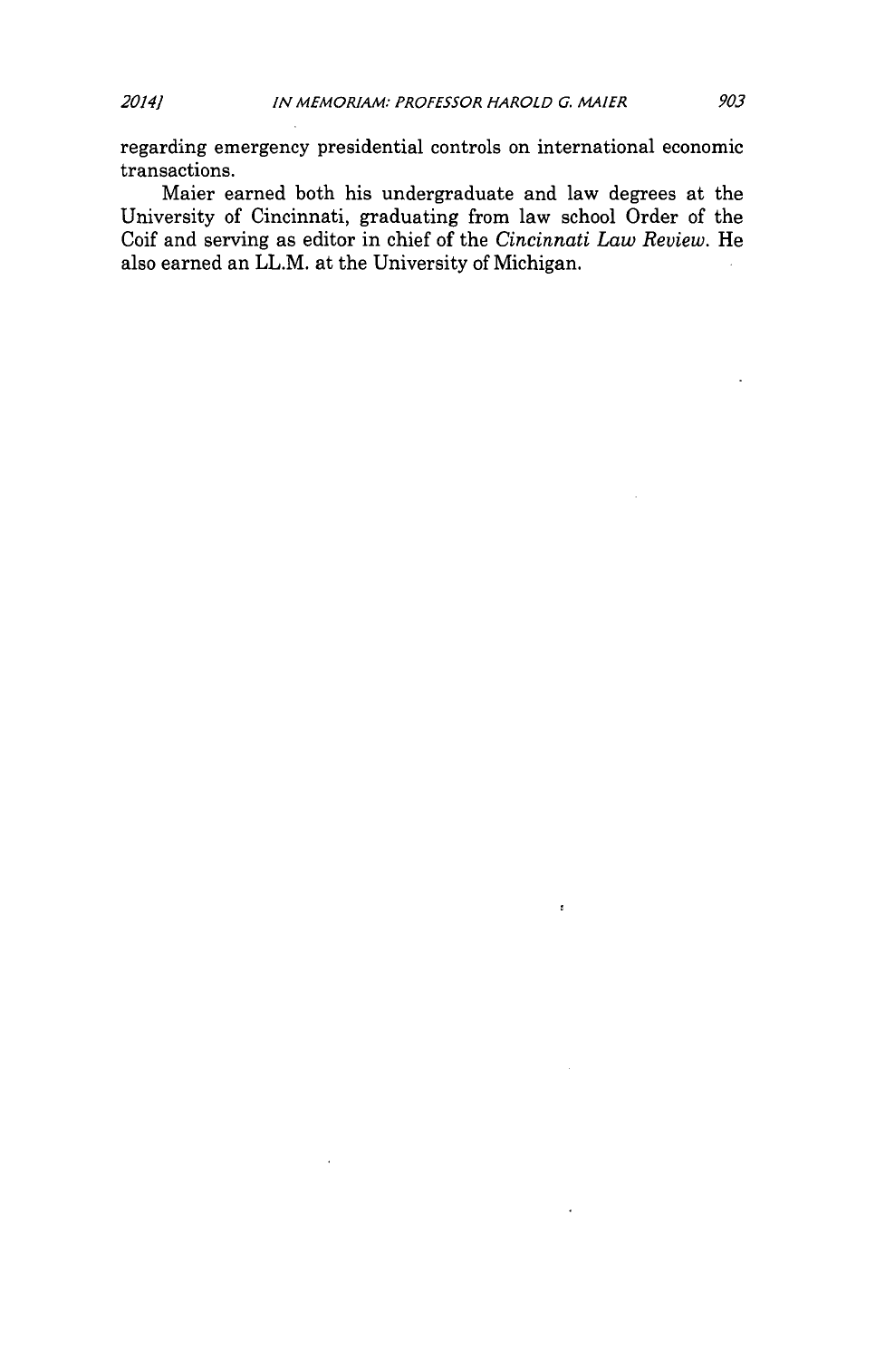regarding emergency presidential controls on international economic transactions.

Maier earned both his undergraduate and law degrees at the University of Cincinnati, graduating from law school Order of the Coif and serving as editor in chief of the *Cincinnati Law Review*. He also earned an LL.M. at the University of Michigan.